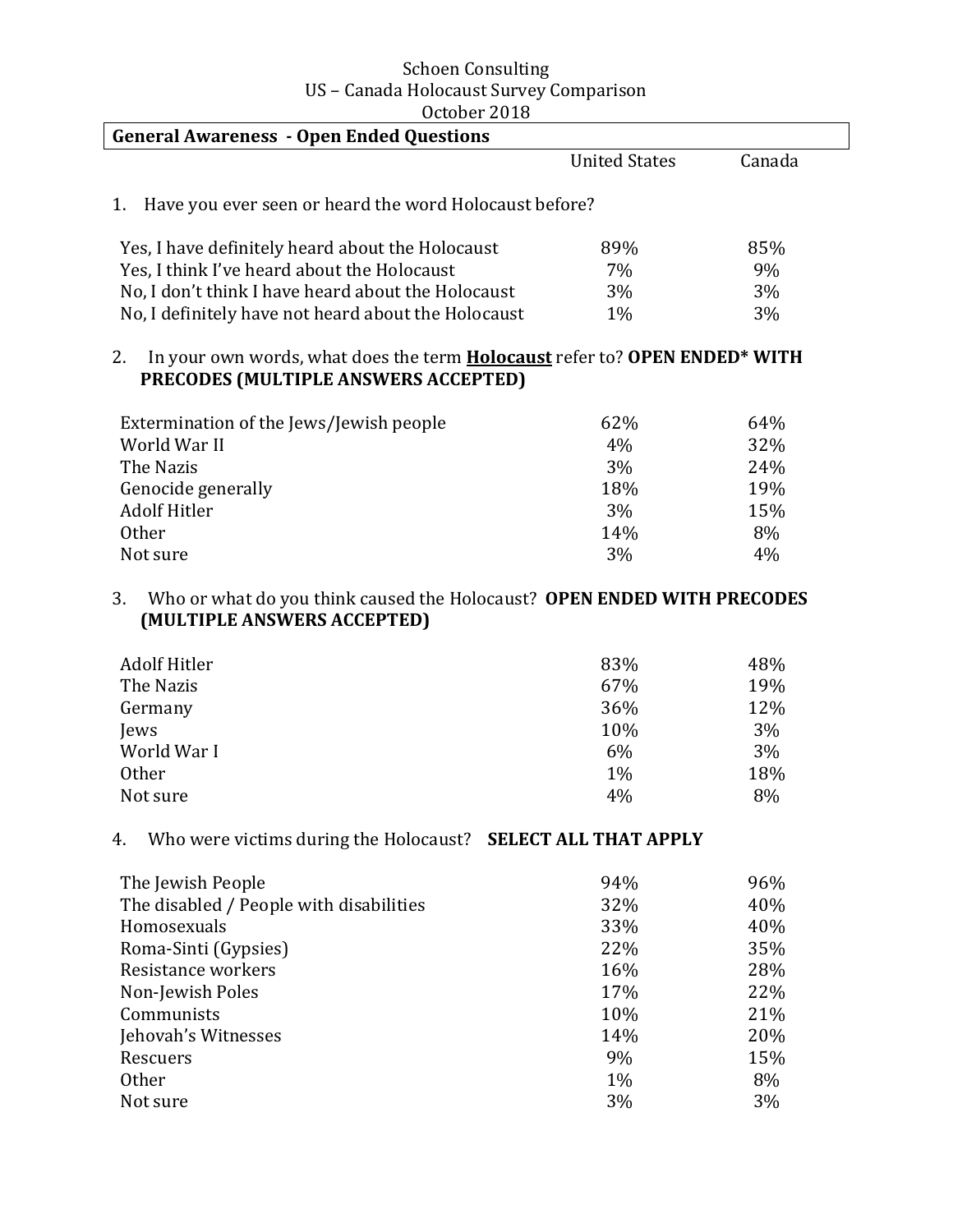Schoen Consulting
US – Canada Holocaust Survey Comparison
October 2018

## General Awareness - Open Ended Questions

1. Have you ever seen or heard the word Holocaust before?

| | United States | Canada |
|---|---|---|
| Yes, I have definitely heard about the Holocaust | 89% | 85% |
| Yes, I think I've heard about the Holocaust | 7% | 9% |
| No, I don't think I have heard about the Holocaust | 3% | 3% |
| No, I definitely have not heard about the Holocaust | 1% | 3% |

2. In your own words, what does the term **Holocaust** refer to? **OPEN ENDED* WITH PRECODES (MULTIPLE ANSWERS ACCEPTED)**

| | United States | Canada |
|---|---|---|
| Extermination of the Jews/Jewish people | 62% | 64% |
| World War II | 4% | 32% |
| The Nazis | 3% | 24% |
| Genocide generally | 18% | 19% |
| Adolf Hitler | 3% | 15% |
| Other | 14% | 8% |
| Not sure | 3% | 4% |

3. Who or what do you think caused the Holocaust? **OPEN ENDED WITH PRECODES (MULTIPLE ANSWERS ACCEPTED)**

| | United States | Canada |
|---|---|---|
| Adolf Hitler | 83% | 48% |
| The Nazis | 67% | 19% |
| Germany | 36% | 12% |
| Jews | 10% | 3% |
| World War I | 6% | 3% |
| Other | 1% | 18% |
| Not sure | 4% | 8% |

4. Who were victims during the Holocaust? **SELECT ALL THAT APPLY**

| | United States | Canada |
|---|---|---|
| The Jewish People | 94% | 96% |
| The disabled / People with disabilities | 32% | 40% |
| Homosexuals | 33% | 40% |
| Roma-Sinti (Gypsies) | 22% | 35% |
| Resistance workers | 16% | 28% |
| Non-Jewish Poles | 17% | 22% |
| Communists | 10% | 21% |
| Jehovah's Witnesses | 14% | 20% |
| Rescuers | 9% | 15% |
| Other | 1% | 8% |
| Not sure | 3% | 3% |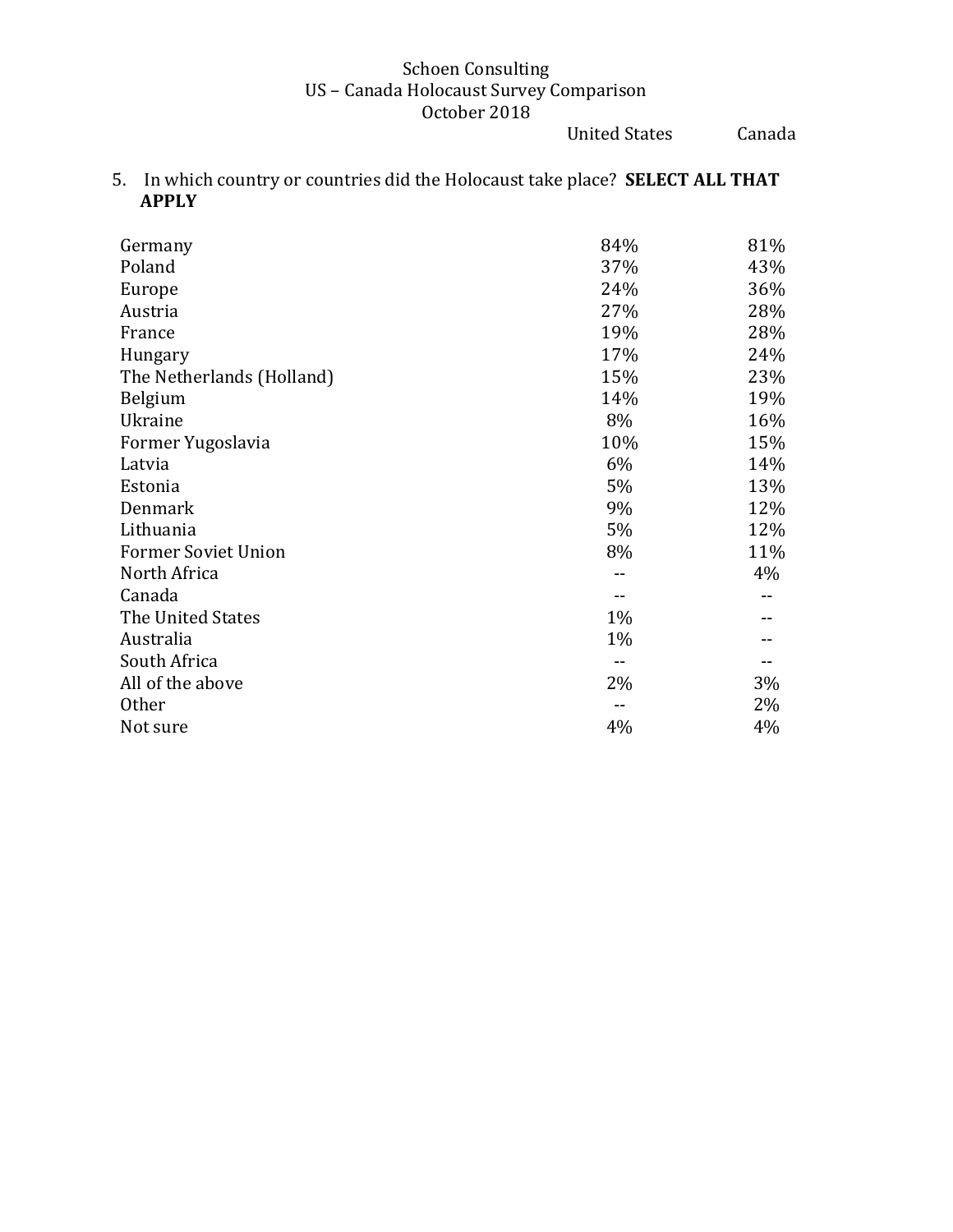Schoen Consulting
US – Canada Holocaust Survey Comparison
October 2018

5. In which country or countries did the Holocaust take place? **SELECT ALL THAT APPLY**

| | United States | Canada |
|---|---|---|
| Germany | 84% | 81% |
| Poland | 37% | 43% |
| Europe | 24% | 36% |
| Austria | 27% | 28% |
| France | 19% | 28% |
| Hungary | 17% | 24% |
| The Netherlands (Holland) | 15% | 23% |
| Belgium | 14% | 19% |
| Ukraine | 8% | 16% |
| Former Yugoslavia | 10% | 15% |
| Latvia | 6% | 14% |
| Estonia | 5% | 13% |
| Denmark | 9% | 12% |
| Lithuania | 5% | 12% |
| Former Soviet Union | 8% | 11% |
| North Africa | -- | 4% |
| Canada | -- | -- |
| The United States | 1% | -- |
| Australia | 1% | -- |
| South Africa | -- | -- |
| All of the above | 2% | 3% |
| Other | -- | 2% |
| Not sure | 4% | 4% |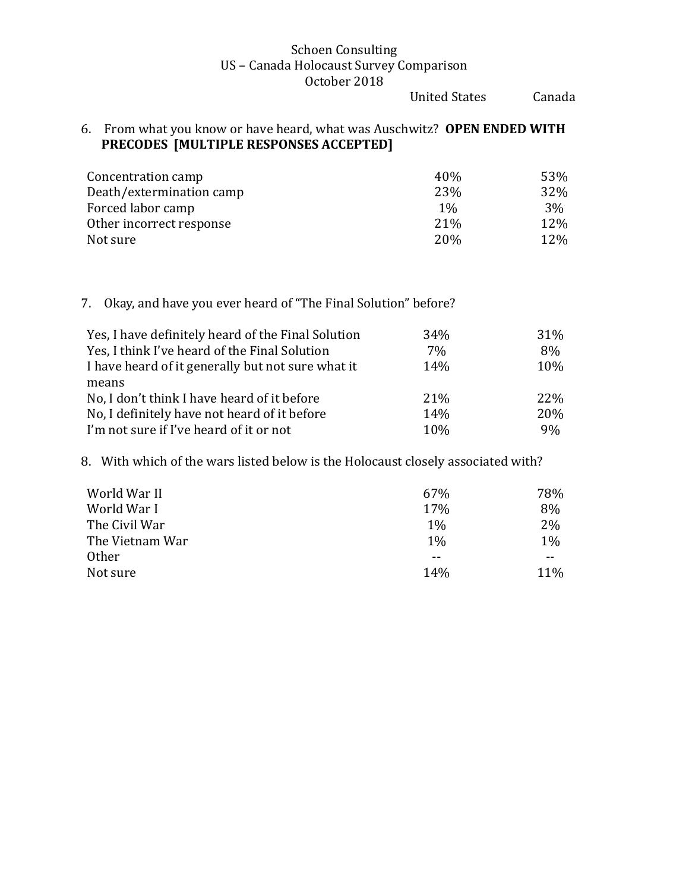Schoen Consulting
US – Canada Holocaust Survey Comparison
October 2018

6. From what you know or have heard, what was Auschwitz? **OPEN ENDED WITH PRECODES [MULTIPLE RESPONSES ACCEPTED]**

| | United States | Canada |
|---|---|---|
| Concentration camp | 40% | 53% |
| Death/extermination camp | 23% | 32% |
| Forced labor camp | 1% | 3% |
| Other incorrect response | 21% | 12% |
| Not sure | 20% | 12% |

7. Okay, and have you ever heard of "The Final Solution" before?

| | United States | Canada |
|---|---|---|
| Yes, I have definitely heard of the Final Solution | 34% | 31% |
| Yes, I think I've heard of the Final Solution | 7% | 8% |
| I have heard of it generally but not sure what it means | 14% | 10% |
| No, I don't think I have heard of it before | 21% | 22% |
| No, I definitely have not heard of it before | 14% | 20% |
| I'm not sure if I've heard of it or not | 10% | 9% |

8. With which of the wars listed below is the Holocaust closely associated with?

| | United States | Canada |
|---|---|---|
| World War II | 67% | 78% |
| World War I | 17% | 8% |
| The Civil War | 1% | 2% |
| The Vietnam War | 1% | 1% |
| Other | -- | -- |
| Not sure | 14% | 11% |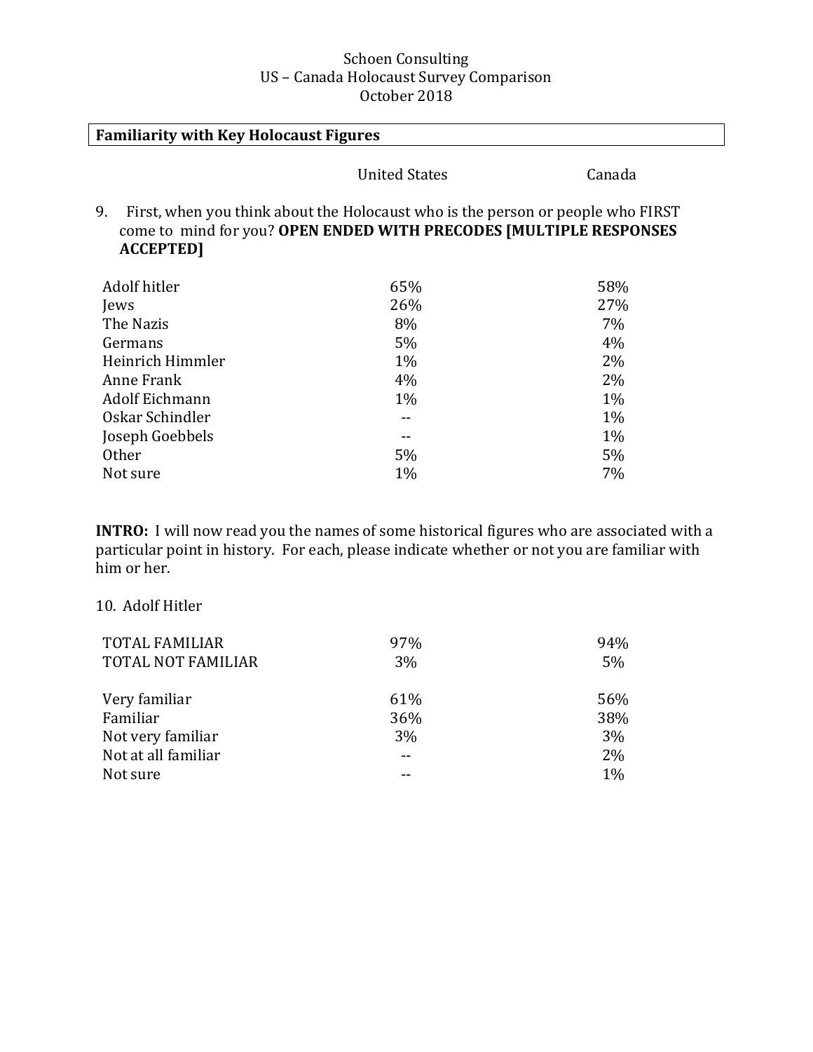Schoen Consulting
US – Canada Holocaust Survey Comparison
October 2018

**Familiarity with Key Holocaust Figures**

9. First, when you think about the Holocaust who is the person or people who FIRST come to mind for you? **OPEN ENDED WITH PRECODES [MULTIPLE RESPONSES ACCEPTED]**

| | United States | Canada |
|---|---|---|
| Adolf hitler | 65% | 58% |
| Jews | 26% | 27% |
| The Nazis | 8% | 7% |
| Germans | 5% | 4% |
| Heinrich Himmler | 1% | 2% |
| Anne Frank | 4% | 2% |
| Adolf Eichmann | 1% | 1% |
| Oskar Schindler | -- | 1% |
| Joseph Goebbels | -- | 1% |
| Other | 5% | 5% |
| Not sure | 1% | 7% |

**INTRO:** I will now read you the names of some historical figures who are associated with a particular point in history. For each, please indicate whether or not you are familiar with him or her.

10. Adolf Hitler

| | United States | Canada |
|---|---|---|
| TOTAL FAMILIAR | 97% | 94% |
| TOTAL NOT FAMILIAR | 3% | 5% |
| Very familiar | 61% | 56% |
| Familiar | 36% | 38% |
| Not very familiar | 3% | 3% |
| Not at all familiar | -- | 2% |
| Not sure | -- | 1% |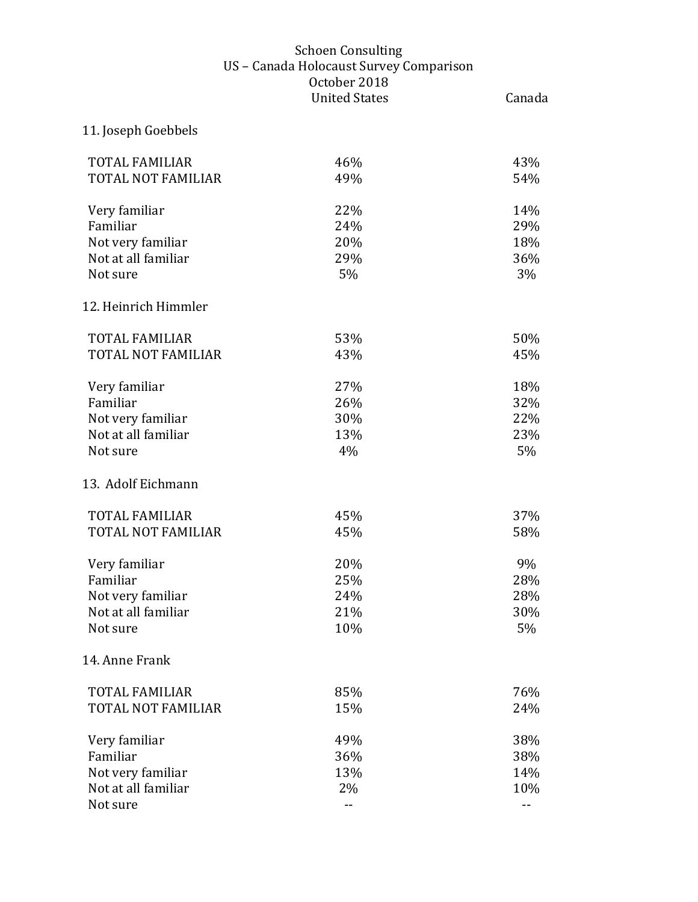Schoen Consulting
US – Canada Holocaust Survey Comparison
October 2018

| | United States | Canada |
|---|---|---|
| **11. Joseph Goebbels** | | |
| TOTAL FAMILIAR | 46% | 43% |
| TOTAL NOT FAMILIAR | 49% | 54% |
| Very familiar | 22% | 14% |
| Familiar | 24% | 29% |
| Not very familiar | 20% | 18% |
| Not at all familiar | 29% | 36% |
| Not sure | 5% | 3% |
| **12. Heinrich Himmler** | | |
| TOTAL FAMILIAR | 53% | 50% |
| TOTAL NOT FAMILIAR | 43% | 45% |
| Very familiar | 27% | 18% |
| Familiar | 26% | 32% |
| Not very familiar | 30% | 22% |
| Not at all familiar | 13% | 23% |
| Not sure | 4% | 5% |
| **13. Adolf Eichmann** | | |
| TOTAL FAMILIAR | 45% | 37% |
| TOTAL NOT FAMILIAR | 45% | 58% |
| Very familiar | 20% | 9% |
| Familiar | 25% | 28% |
| Not very familiar | 24% | 28% |
| Not at all familiar | 21% | 30% |
| Not sure | 10% | 5% |
| **14. Anne Frank** | | |
| TOTAL FAMILIAR | 85% | 76% |
| TOTAL NOT FAMILIAR | 15% | 24% |
| Very familiar | 49% | 38% |
| Familiar | 36% | 38% |
| Not very familiar | 13% | 14% |
| Not at all familiar | 2% | 10% |
| Not sure | -- | -- |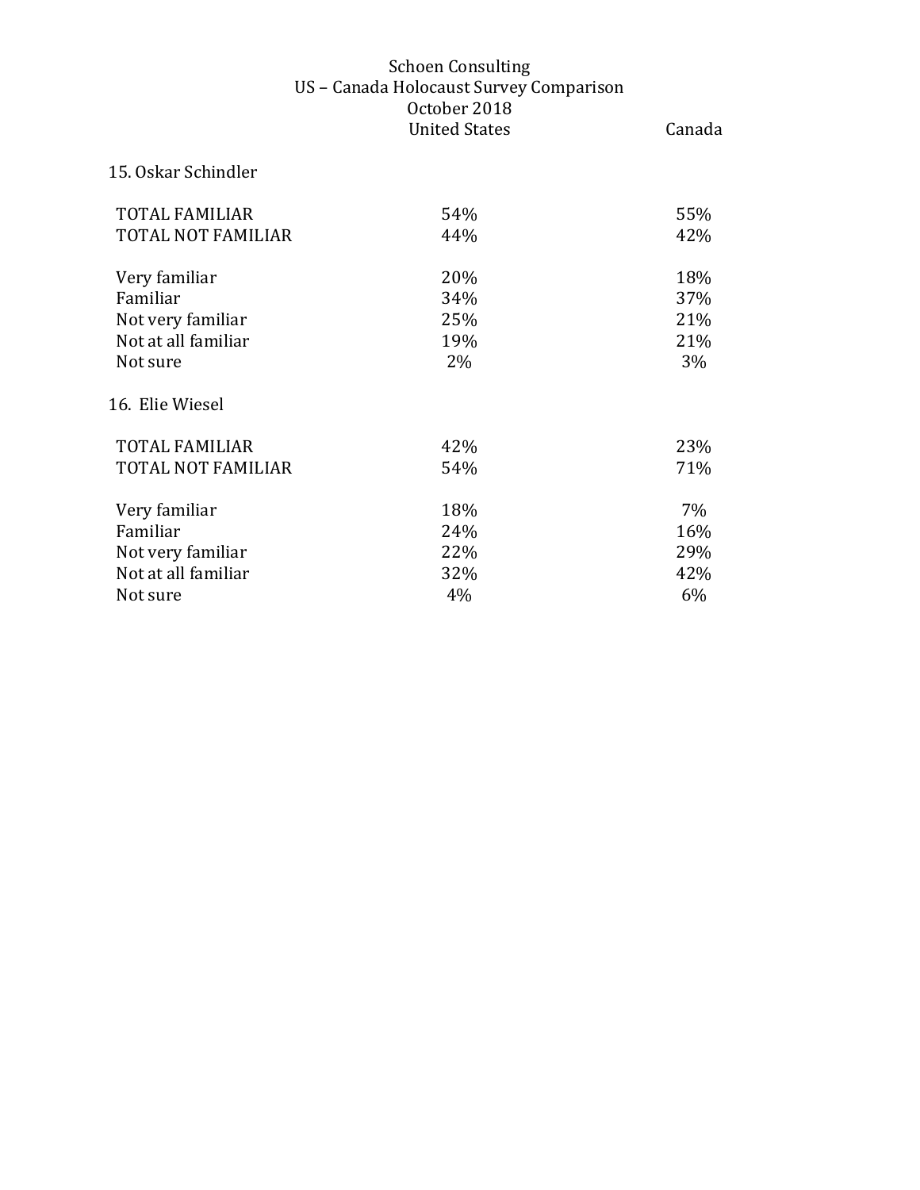Schoen Consulting
US – Canada Holocaust Survey Comparison
October 2018

## 15. Oskar Schindler

| | United States | Canada |
|---|---|---|
| TOTAL FAMILIAR | 54% | 55% |
| TOTAL NOT FAMILIAR | 44% | 42% |
| | | |
| Very familiar | 20% | 18% |
| Familiar | 34% | 37% |
| Not very familiar | 25% | 21% |
| Not at all familiar | 19% | 21% |
| Not sure | 2% | 3% |

## 16. Elie Wiesel

| | United States | Canada |
|---|---|---|
| TOTAL FAMILIAR | 42% | 23% |
| TOTAL NOT FAMILIAR | 54% | 71% |
| | | |
| Very familiar | 18% | 7% |
| Familiar | 24% | 16% |
| Not very familiar | 22% | 29% |
| Not at all familiar | 32% | 42% |
| Not sure | 4% | 6% |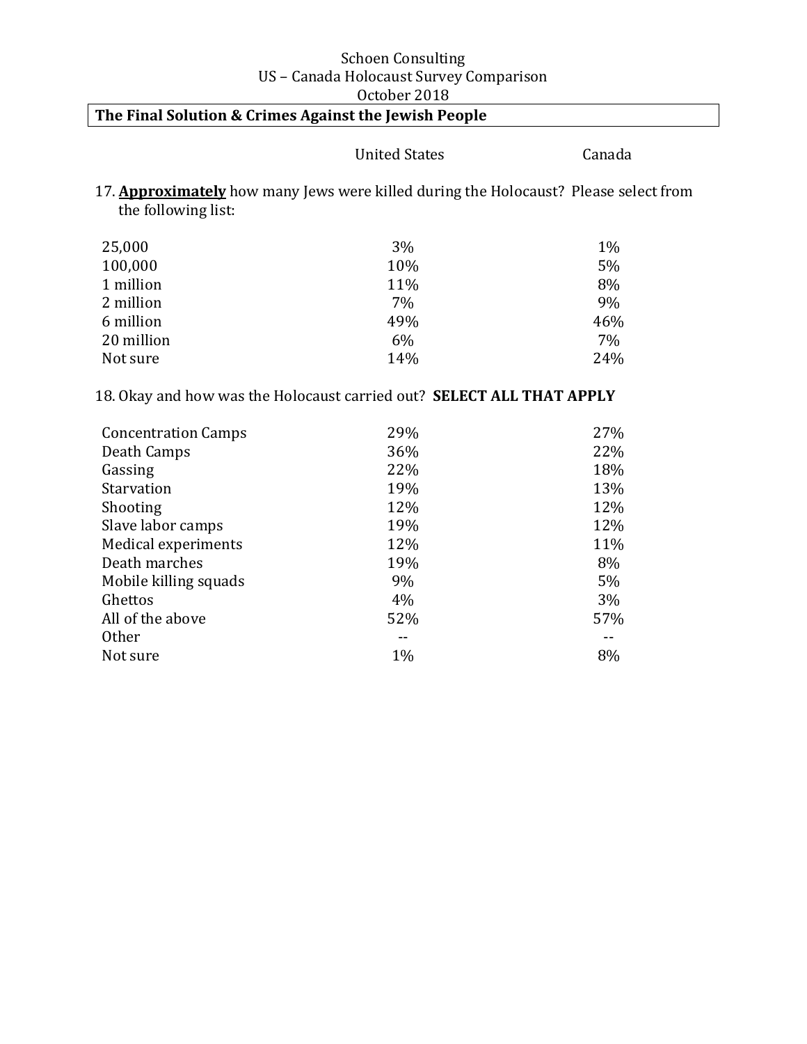Schoen Consulting
US – Canada Holocaust Survey Comparison
October 2018

## The Final Solution & Crimes Against the Jewish People

17. **Approximately** how many Jews were killed during the Holocaust? Please select from the following list:

| | United States | Canada |
|---|---|---|
| 25,000 | 3% | 1% |
| 100,000 | 10% | 5% |
| 1 million | 11% | 8% |
| 2 million | 7% | 9% |
| 6 million | 49% | 46% |
| 20 million | 6% | 7% |
| Not sure | 14% | 24% |

18. Okay and how was the Holocaust carried out? **SELECT ALL THAT APPLY**

| | United States | Canada |
|---|---|---|
| Concentration Camps | 29% | 27% |
| Death Camps | 36% | 22% |
| Gassing | 22% | 18% |
| Starvation | 19% | 13% |
| Shooting | 12% | 12% |
| Slave labor camps | 19% | 12% |
| Medical experiments | 12% | 11% |
| Death marches | 19% | 8% |
| Mobile killing squads | 9% | 5% |
| Ghettos | 4% | 3% |
| All of the above | 52% | 57% |
| Other | -- | -- |
| Not sure | 1% | 8% |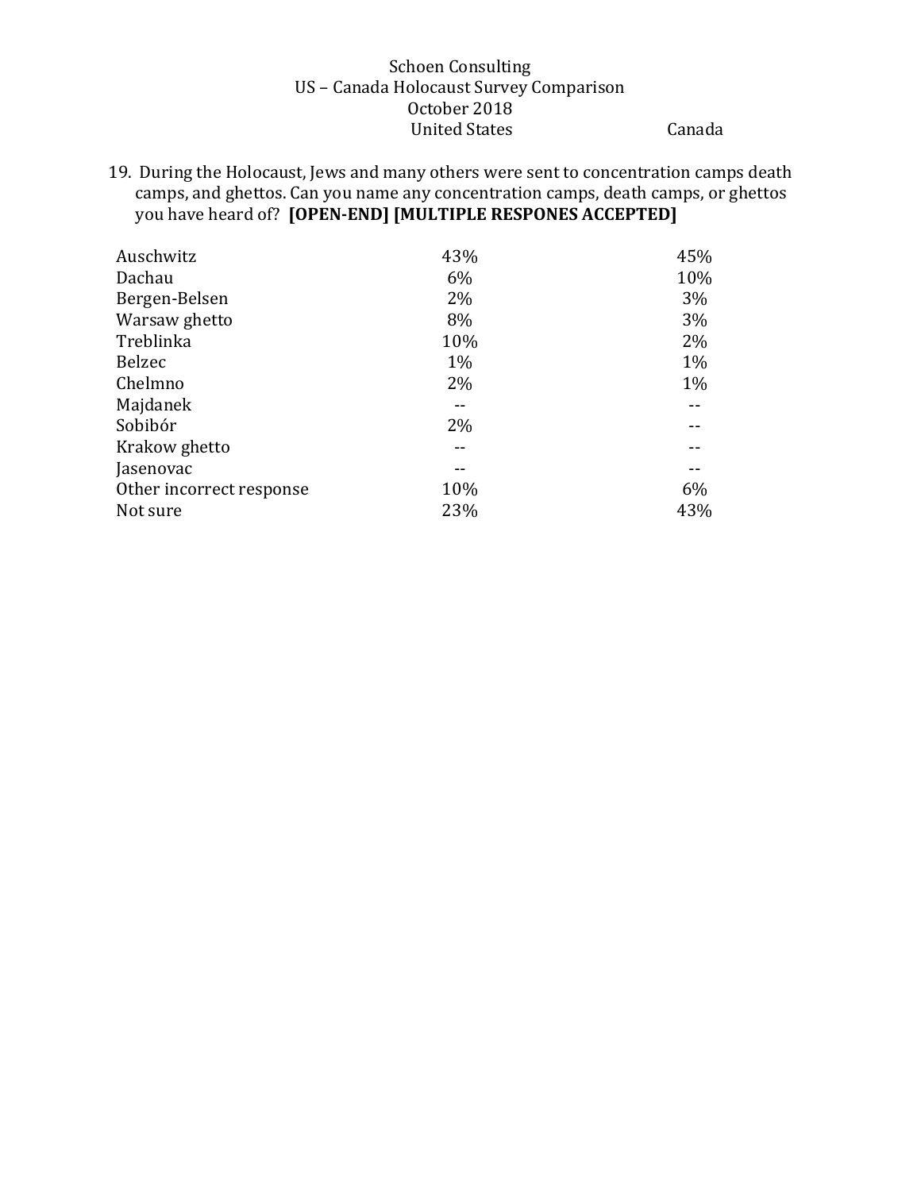Schoen Consulting
US – Canada Holocaust Survey Comparison
October 2018

19. During the Holocaust, Jews and many others were sent to concentration camps death camps, and ghettos. Can you name any concentration camps, death camps, or ghettos you have heard of? **[OPEN-END] [MULTIPLE RESPONES ACCEPTED]**

| | United States | Canada |
|---|---|---|
| Auschwitz | 43% | 45% |
| Dachau | 6% | 10% |
| Bergen-Belsen | 2% | 3% |
| Warsaw ghetto | 8% | 3% |
| Treblinka | 10% | 2% |
| Belzec | 1% | 1% |
| Chelmno | 2% | 1% |
| Majdanek | -- | -- |
| Sobibór | 2% | -- |
| Krakow ghetto | -- | -- |
| Jasenovac | -- | -- |
| Other incorrect response | 10% | 6% |
| Not sure | 23% | 43% |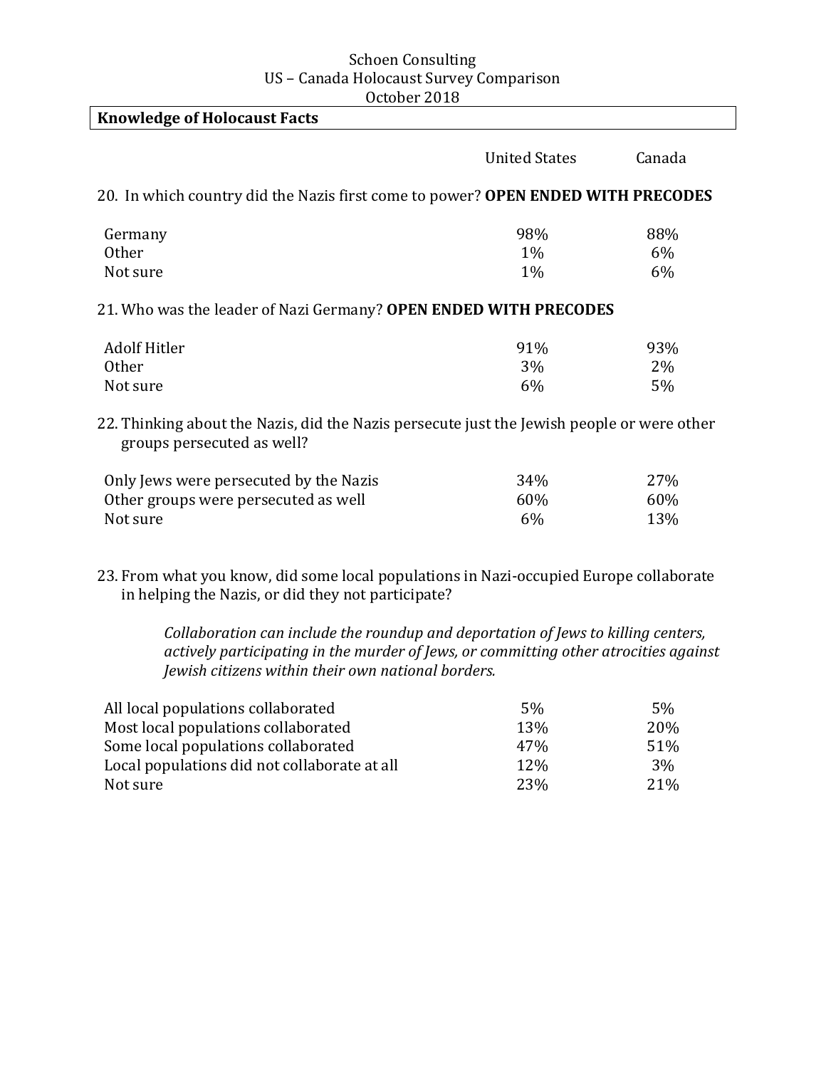Schoen Consulting
US – Canada Holocaust Survey Comparison
October 2018

## Knowledge of Holocaust Facts

20. In which country did the Nazis first come to power? **OPEN ENDED WITH PRECODES**

| | United States | Canada |
|---|---|---|
| Germany | 98% | 88% |
| Other | 1% | 6% |
| Not sure | 1% | 6% |

21. Who was the leader of Nazi Germany? **OPEN ENDED WITH PRECODES**

| | United States | Canada |
|---|---|---|
| Adolf Hitler | 91% | 93% |
| Other | 3% | 2% |
| Not sure | 6% | 5% |

22. Thinking about the Nazis, did the Nazis persecute just the Jewish people or were other groups persecuted as well?

| | United States | Canada |
|---|---|---|
| Only Jews were persecuted by the Nazis | 34% | 27% |
| Other groups were persecuted as well | 60% | 60% |
| Not sure | 6% | 13% |

23. From what you know, did some local populations in Nazi-occupied Europe collaborate in helping the Nazis, or did they not participate?

*Collaboration can include the roundup and deportation of Jews to killing centers, actively participating in the murder of Jews, or committing other atrocities against Jewish citizens within their own national borders.*

| | United States | Canada |
|---|---|---|
| All local populations collaborated | 5% | 5% |
| Most local populations collaborated | 13% | 20% |
| Some local populations collaborated | 47% | 51% |
| Local populations did not collaborate at all | 12% | 3% |
| Not sure | 23% | 21% |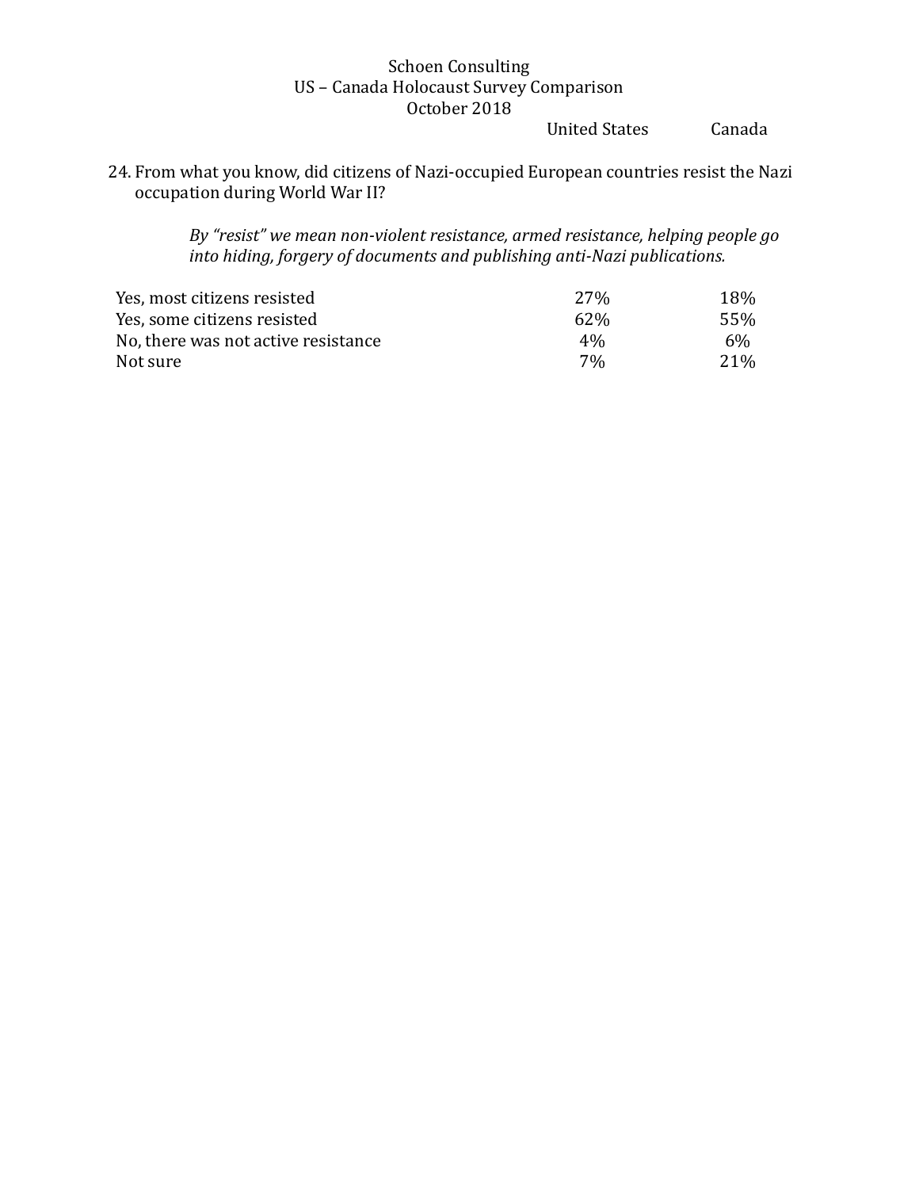Schoen Consulting
US – Canada Holocaust Survey Comparison
October 2018

24. From what you know, did citizens of Nazi-occupied European countries resist the Nazi occupation during World War II?

    *By "resist" we mean non-violent resistance, armed resistance, helping people go into hiding, forgery of documents and publishing anti-Nazi publications.*

| | United States | Canada |
|---|---|---|
| Yes, most citizens resisted | 27% | 18% |
| Yes, some citizens resisted | 62% | 55% |
| No, there was not active resistance | 4% | 6% |
| Not sure | 7% | 21% |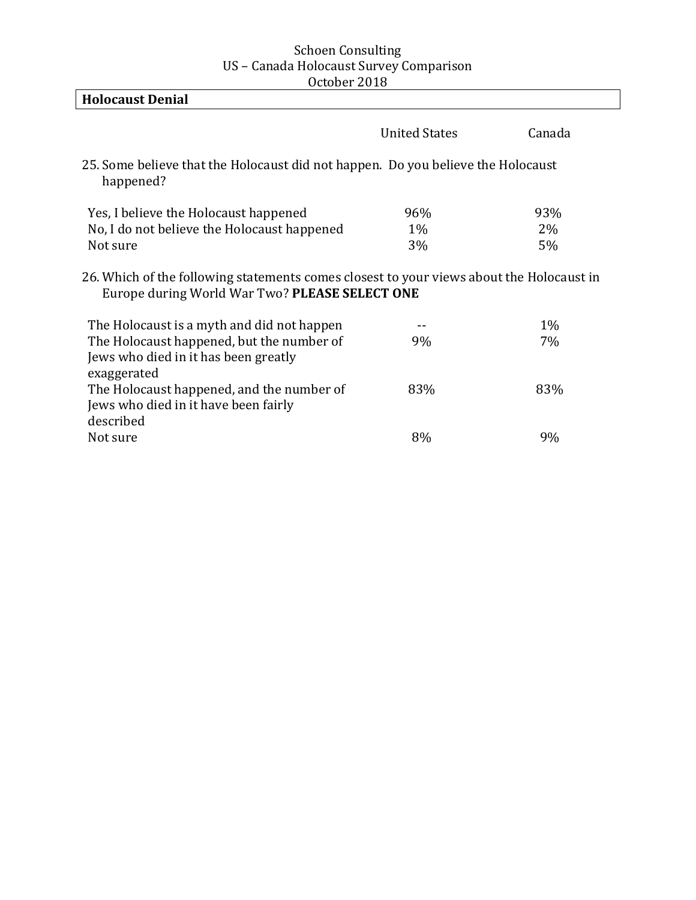Schoen Consulting
US – Canada Holocaust Survey Comparison
October 2018

## Holocaust Denial

25. Some believe that the Holocaust did not happen. Do you believe the Holocaust happened?

| | United States | Canada |
|---|---|---|
| Yes, I believe the Holocaust happened | 96% | 93% |
| No, I do not believe the Holocaust happened | 1% | 2% |
| Not sure | 3% | 5% |

26. Which of the following statements comes closest to your views about the Holocaust in Europe during World War Two? **PLEASE SELECT ONE**

| | United States | Canada |
|---|---|---|
| The Holocaust is a myth and did not happen | -- | 1% |
| The Holocaust happened, but the number of Jews who died in it has been greatly exaggerated | 9% | 7% |
| The Holocaust happened, and the number of Jews who died in it have been fairly described | 83% | 83% |
| Not sure | 8% | 9% |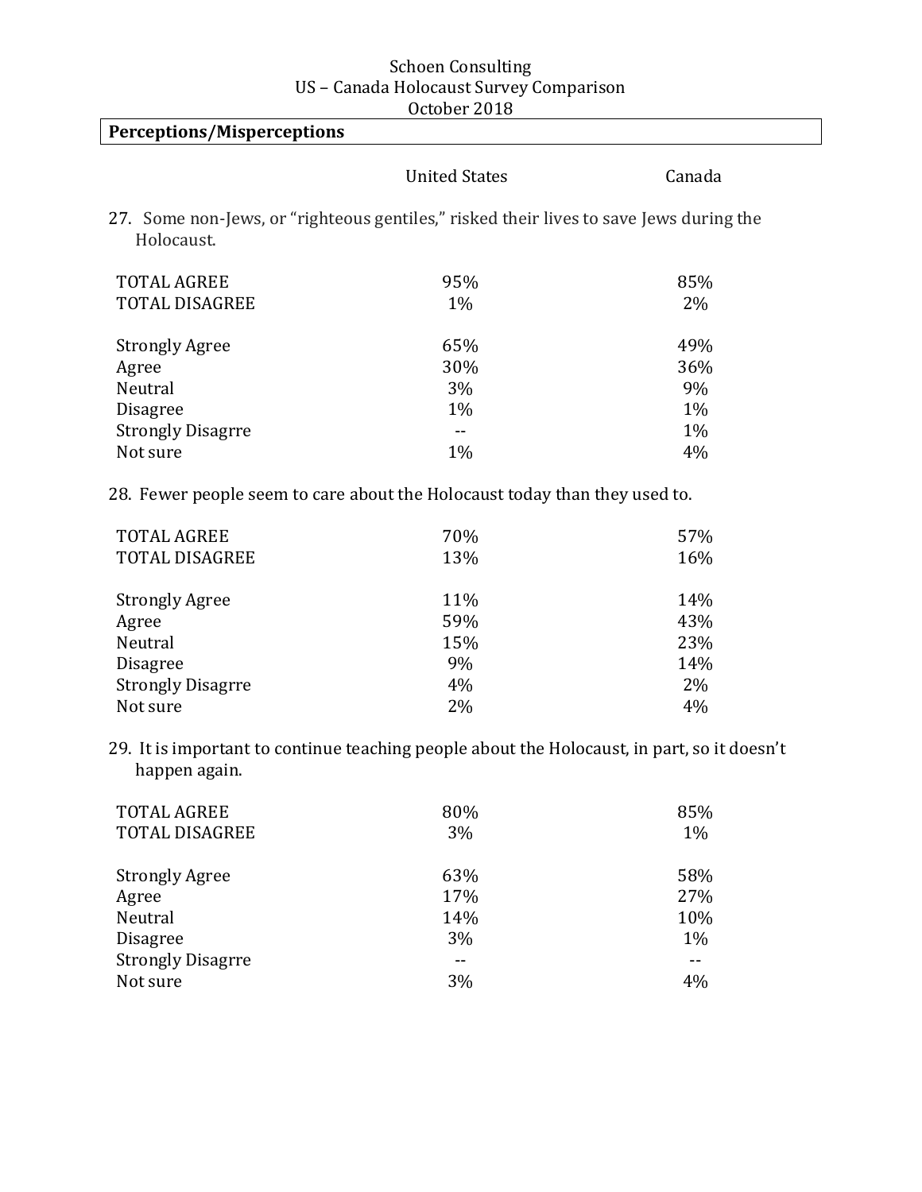Schoen Consulting
US – Canada Holocaust Survey Comparison
October 2018

**Perceptions/Misperceptions**

27. Some non-Jews, or "righteous gentiles," risked their lives to save Jews during the Holocaust.

| | United States | Canada |
|---|---|---|
| TOTAL AGREE | 95% | 85% |
| TOTAL DISAGREE | 1% | 2% |
| | | |
| Strongly Agree | 65% | 49% |
| Agree | 30% | 36% |
| Neutral | 3% | 9% |
| Disagree | 1% | 1% |
| Strongly Disagrre | -- | 1% |
| Not sure | 1% | 4% |

28. Fewer people seem to care about the Holocaust today than they used to.

| | United States | Canada |
|---|---|---|
| TOTAL AGREE | 70% | 57% |
| TOTAL DISAGREE | 13% | 16% |
| | | |
| Strongly Agree | 11% | 14% |
| Agree | 59% | 43% |
| Neutral | 15% | 23% |
| Disagree | 9% | 14% |
| Strongly Disagrre | 4% | 2% |
| Not sure | 2% | 4% |

29. It is important to continue teaching people about the Holocaust, in part, so it doesn't happen again.

| | United States | Canada |
|---|---|---|
| TOTAL AGREE | 80% | 85% |
| TOTAL DISAGREE | 3% | 1% |
| | | |
| Strongly Agree | 63% | 58% |
| Agree | 17% | 27% |
| Neutral | 14% | 10% |
| Disagree | 3% | 1% |
| Strongly Disagrre | -- | -- |
| Not sure | 3% | 4% |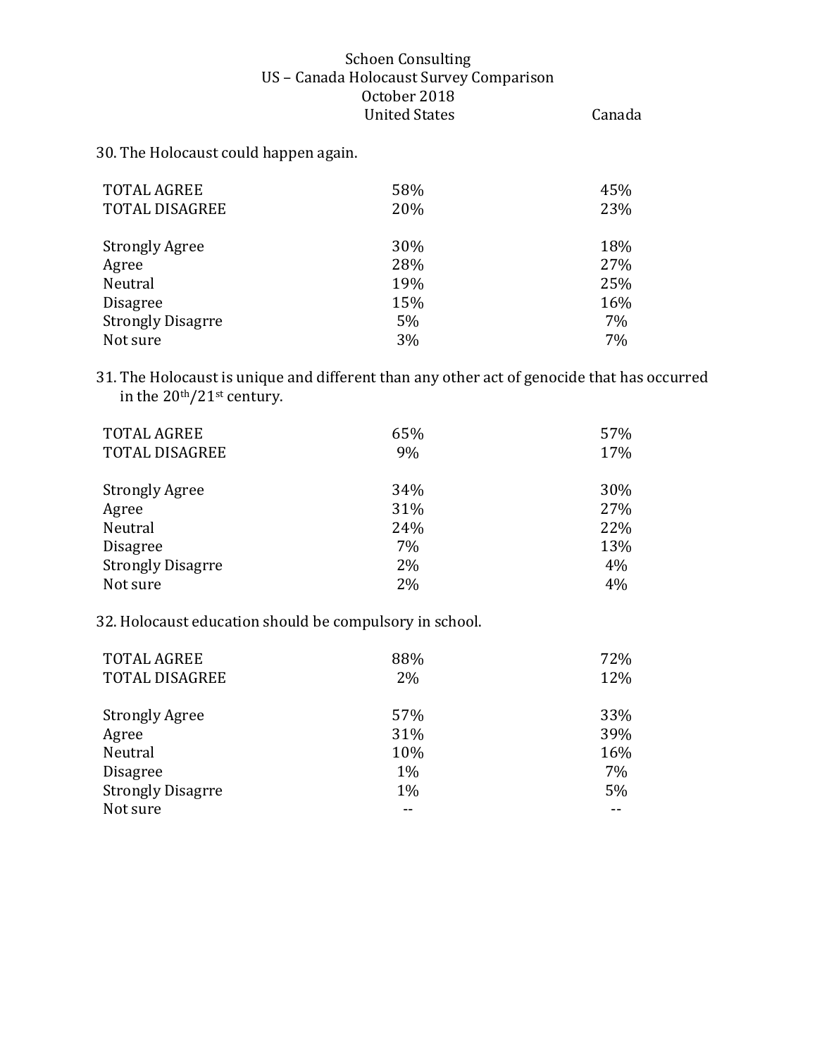Schoen Consulting
US – Canada Holocaust Survey Comparison
October 2018

30. The Holocaust could happen again.

| | United States | Canada |
|---|---|---|
| TOTAL AGREE | 58% | 45% |
| TOTAL DISAGREE | 20% | 23% |
| | | |
| Strongly Agree | 30% | 18% |
| Agree | 28% | 27% |
| Neutral | 19% | 25% |
| Disagree | 15% | 16% |
| Strongly Disagrre | 5% | 7% |
| Not sure | 3% | 7% |

31. The Holocaust is unique and different than any other act of genocide that has occurred in the 20th/21st century.

| | United States | Canada |
|---|---|---|
| TOTAL AGREE | 65% | 57% |
| TOTAL DISAGREE | 9% | 17% |
| | | |
| Strongly Agree | 34% | 30% |
| Agree | 31% | 27% |
| Neutral | 24% | 22% |
| Disagree | 7% | 13% |
| Strongly Disagrre | 2% | 4% |
| Not sure | 2% | 4% |

32. Holocaust education should be compulsory in school.

| | United States | Canada |
|---|---|---|
| TOTAL AGREE | 88% | 72% |
| TOTAL DISAGREE | 2% | 12% |
| | | |
| Strongly Agree | 57% | 33% |
| Agree | 31% | 39% |
| Neutral | 10% | 16% |
| Disagree | 1% | 7% |
| Strongly Disagrre | 1% | 5% |
| Not sure | -- | -- |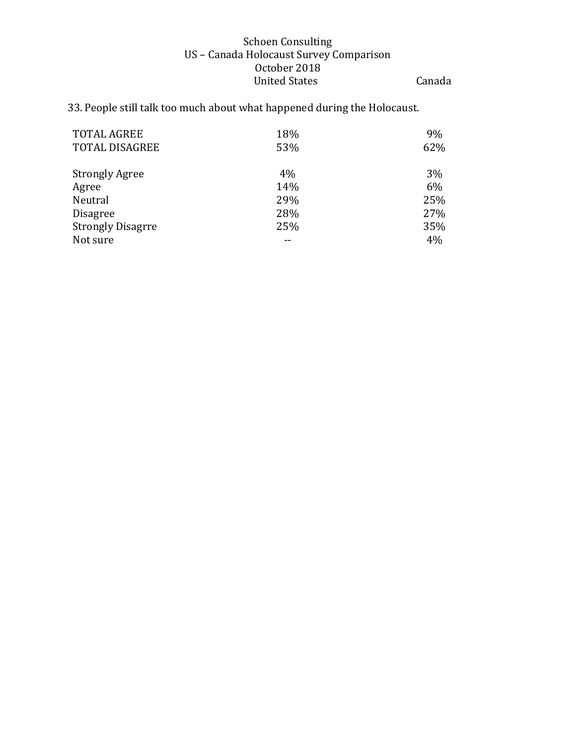Schoen Consulting
US – Canada Holocaust Survey Comparison
October 2018

33. People still talk too much about what happened during the Holocaust.

| | United States | Canada |
|---|---|---|
| TOTAL AGREE | 18% | 9% |
| TOTAL DISAGREE | 53% | 62% |
| | | |
| Strongly Agree | 4% | 3% |
| Agree | 14% | 6% |
| Neutral | 29% | 25% |
| Disagree | 28% | 27% |
| Strongly Disagrre | 25% | 35% |
| Not sure | -- | 4% |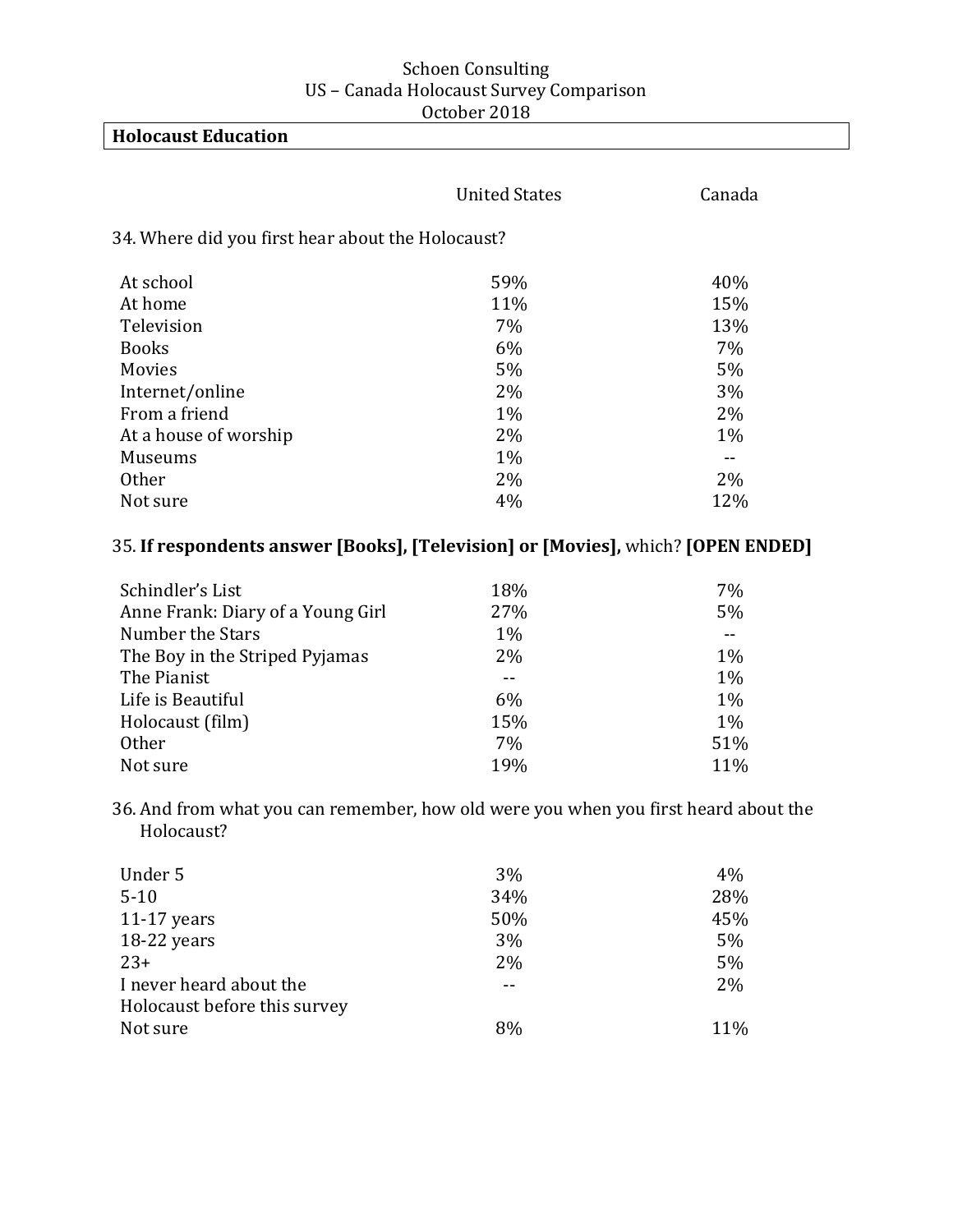Schoen Consulting
US – Canada Holocaust Survey Comparison
October 2018

## Holocaust Education

| | United States | Canada |
|---|---|---|

### 34. Where did you first hear about the Holocaust?

| | United States | Canada |
|---|---|---|
| At school | 59% | 40% |
| At home | 11% | 15% |
| Television | 7% | 13% |
| Books | 6% | 7% |
| Movies | 5% | 5% |
| Internet/online | 2% | 3% |
| From a friend | 1% | 2% |
| At a house of worship | 2% | 1% |
| Museums | 1% | -- |
| Other | 2% | 2% |
| Not sure | 4% | 12% |

### 35. **If respondents answer [Books], [Television] or [Movies],** which? **[OPEN ENDED]**

| | United States | Canada |
|---|---|---|
| Schindler's List | 18% | 7% |
| Anne Frank: Diary of a Young Girl | 27% | 5% |
| Number the Stars | 1% | -- |
| The Boy in the Striped Pyjamas | 2% | 1% |
| The Pianist | -- | 1% |
| Life is Beautiful | 6% | 1% |
| Holocaust (film) | 15% | 1% |
| Other | 7% | 51% |
| Not sure | 19% | 11% |

### 36. And from what you can remember, how old were you when you first heard about the Holocaust?

| | United States | Canada |
|---|---|---|
| Under 5 | 3% | 4% |
| 5-10 | 34% | 28% |
| 11-17 years | 50% | 45% |
| 18-22 years | 3% | 5% |
| 23+ | 2% | 5% |
| I never heard about the Holocaust before this survey | -- | 2% |
| Not sure | 8% | 11% |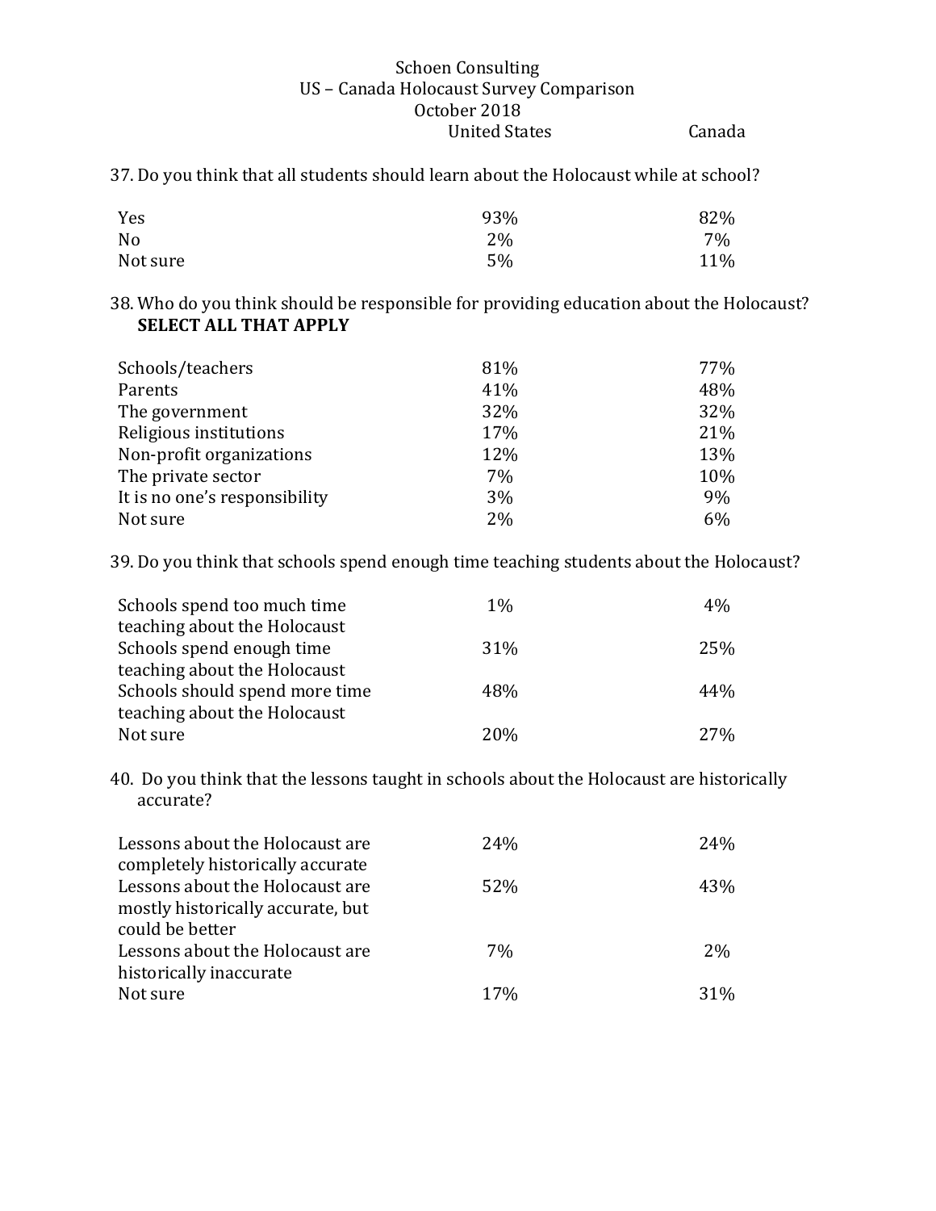Schoen Consulting
US – Canada Holocaust Survey Comparison
October 2018

37. Do you think that all students should learn about the Holocaust while at school?

| | United States | Canada |
|---|---|---|
| Yes | 93% | 82% |
| No | 2% | 7% |
| Not sure | 5% | 11% |

38. Who do you think should be responsible for providing education about the Holocaust? **SELECT ALL THAT APPLY**

| | United States | Canada |
|---|---|---|
| Schools/teachers | 81% | 77% |
| Parents | 41% | 48% |
| The government | 32% | 32% |
| Religious institutions | 17% | 21% |
| Non-profit organizations | 12% | 13% |
| The private sector | 7% | 10% |
| It is no one's responsibility | 3% | 9% |
| Not sure | 2% | 6% |

39. Do you think that schools spend enough time teaching students about the Holocaust?

| | United States | Canada |
|---|---|---|
| Schools spend too much time teaching about the Holocaust | 1% | 4% |
| Schools spend enough time teaching about the Holocaust | 31% | 25% |
| Schools should spend more time teaching about the Holocaust | 48% | 44% |
| Not sure | 20% | 27% |

40. Do you think that the lessons taught in schools about the Holocaust are historically accurate?

| | United States | Canada |
|---|---|---|
| Lessons about the Holocaust are completely historically accurate | 24% | 24% |
| Lessons about the Holocaust are mostly historically accurate, but could be better | 52% | 43% |
| Lessons about the Holocaust are historically inaccurate | 7% | 2% |
| Not sure | 17% | 31% |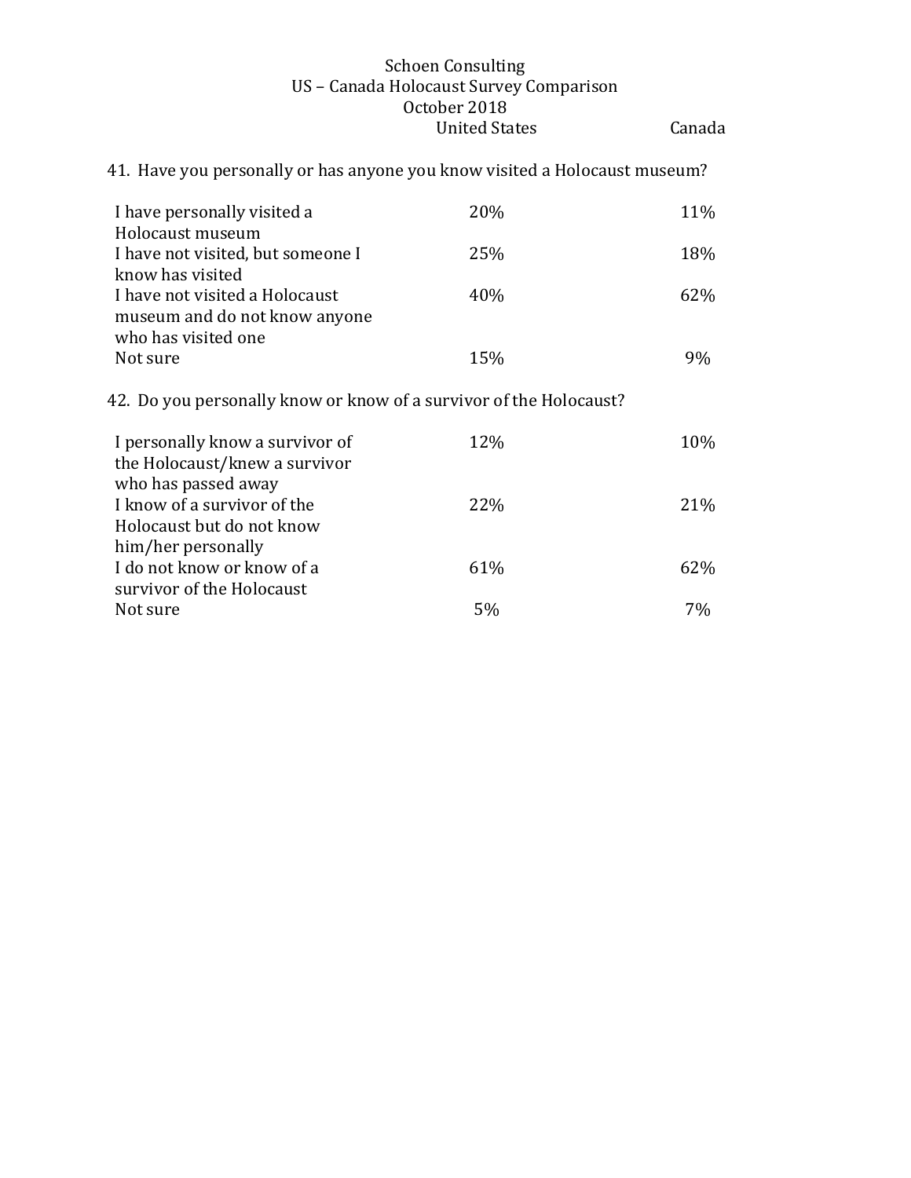Schoen Consulting
US – Canada Holocaust Survey Comparison
October 2018

41. Have you personally or has anyone you know visited a Holocaust museum?

| | United States | Canada |
|---|---|---|
| I have personally visited a Holocaust museum | 20% | 11% |
| I have not visited, but someone I know has visited | 25% | 18% |
| I have not visited a Holocaust museum and do not know anyone who has visited one | 40% | 62% |
| Not sure | 15% | 9% |

42. Do you personally know or know of a survivor of the Holocaust?

| | United States | Canada |
|---|---|---|
| I personally know a survivor of the Holocaust/knew a survivor who has passed away | 12% | 10% |
| I know of a survivor of the Holocaust but do not know him/her personally | 22% | 21% |
| I do not know or know of a survivor of the Holocaust | 61% | 62% |
| Not sure | 5% | 7% |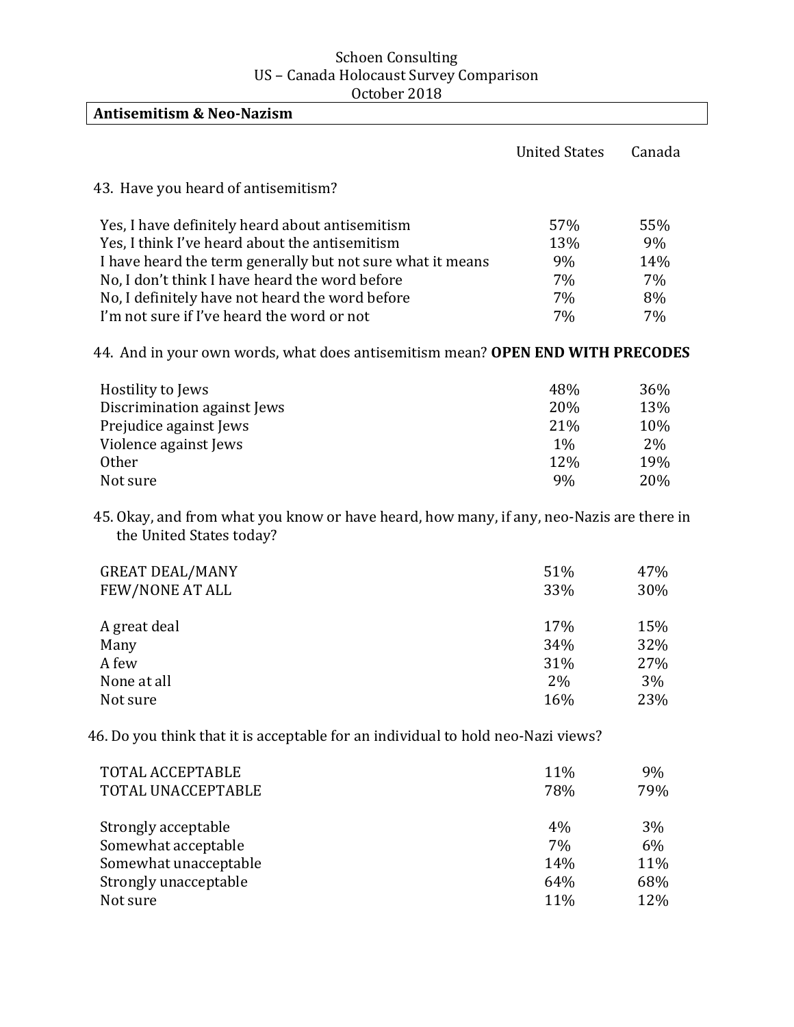Schoen Consulting
US – Canada Holocaust Survey Comparison
October 2018

## Antisemitism & Neo-Nazism

43. Have you heard of antisemitism?

| | United States | Canada |
|---|---|---|
| Yes, I have definitely heard about antisemitism | 57% | 55% |
| Yes, I think I've heard about the antisemitism | 13% | 9% |
| I have heard the term generally but not sure what it means | 9% | 14% |
| No, I don't think I have heard the word before | 7% | 7% |
| No, I definitely have not heard the word before | 7% | 8% |
| I'm not sure if I've heard the word or not | 7% | 7% |

44. And in your own words, what does antisemitism mean? **OPEN END WITH PRECODES**

| | United States | Canada |
|---|---|---|
| Hostility to Jews | 48% | 36% |
| Discrimination against Jews | 20% | 13% |
| Prejudice against Jews | 21% | 10% |
| Violence against Jews | 1% | 2% |
| Other | 12% | 19% |
| Not sure | 9% | 20% |

45. Okay, and from what you know or have heard, how many, if any, neo-Nazis are there in the United States today?

| | United States | Canada |
|---|---|---|
| GREAT DEAL/MANY | 51% | 47% |
| FEW/NONE AT ALL | 33% | 30% |
| | | |
| A great deal | 17% | 15% |
| Many | 34% | 32% |
| A few | 31% | 27% |
| None at all | 2% | 3% |
| Not sure | 16% | 23% |

46. Do you think that it is acceptable for an individual to hold neo-Nazi views?

| | United States | Canada |
|---|---|---|
| TOTAL ACCEPTABLE | 11% | 9% |
| TOTAL UNACCEPTABLE | 78% | 79% |
| | | |
| Strongly acceptable | 4% | 3% |
| Somewhat acceptable | 7% | 6% |
| Somewhat unacceptable | 14% | 11% |
| Strongly unacceptable | 64% | 68% |
| Not sure | 11% | 12% |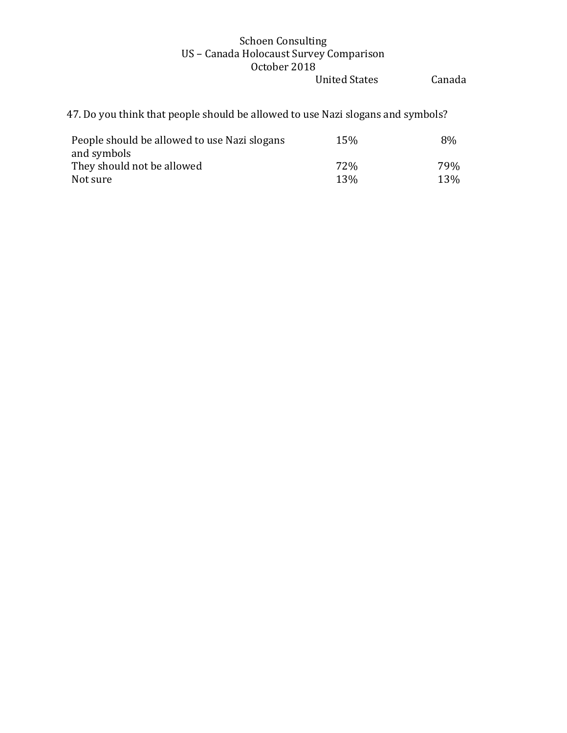Schoen Consulting
US – Canada Holocaust Survey Comparison
October 2018

47. Do you think that people should be allowed to use Nazi slogans and symbols?

| | United States | Canada |
|---|---|---|
| People should be allowed to use Nazi slogans and symbols | 15% | 8% |
| They should not be allowed | 72% | 79% |
| Not sure | 13% | 13% |